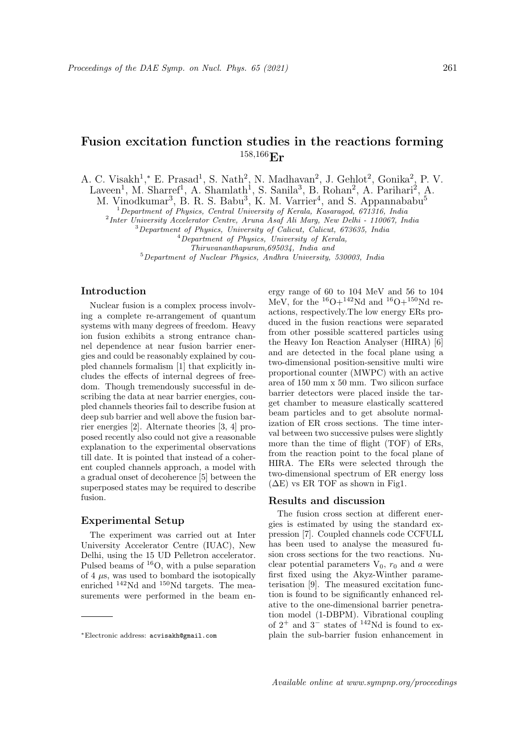# Fusion excitation function studies in the reactions forming $^{158,166}$Er

A. C. Visakh[1,*], E. Prasad[1], S. Nath[2], N. Madhavan[2], J. Gehlot[2], Gonika[2], P. V. Laveen[1], M. Sharref[1], A. Shamlath[1], S. Sanila[3], B. Rohan[2], A. Parihari[2], A. M. Vinodkumar[3], B. R. S. Babu[3], K. M. Varrier[4], and S. Appannababu[5]

[1] *Department of Physics, Central University of Kerala, Kasaragod, 671316, India*
[2] *Inter University Accelerator Centre, Aruna Asaf Ali Marg, New Delhi - 110067, India*
[3] *Department of Physics, University of Calicut, Calicut, 673635, India*
[4] *Department of Physics, University of Kerala, Thiruvananthapuram, 695034, India and*
[5] *Department of Nuclear Physics, Andhra University, 530003, India*

## Introduction

Nuclear fusion is a complex process involving a complete re-arrangement of quantum systems with many degrees of freedom. Heavy ion fusion exhibits a strong entrance channel dependence at near fusion barrier energies and could be reasonably explained by coupled channels formalism [1] that explicitly includes the effects of internal degrees of freedom. Though tremendously successful in describing the data at near barrier energies, coupled channels theories fail to describe fusion at deep sub barrier and well above the fusion barrier energies [2]. Alternate theories [3, 4] proposed recently also could not give a reasonable explanation to the experimental observations till date. It is pointed that instead of a coherent coupled channels approach, a model with a gradual onset of decoherence [5] between the superposed states may be required to describe fusion.

## Experimental Setup

The experiment was carried out at Inter University Accelerator Centre (IUAC), New Delhi, using the 15 UD Pelletron accelerator. Pulsed beams of $^{16}$O, with a pulse separation of 4 $\mu$s, was used to bombard the isotopically enriched $^{142}$Nd and $^{150}$Nd targets. The measurements were performed in the beam energy range of 60 to 104 MeV and 56 to 104 MeV, for the $^{16}$O+$^{142}$Nd and $^{16}$O+$^{150}$Nd reactions, respectively.The low energy ERs produced in the fusion reactions were separated from other possible scattered particles using the Heavy Ion Reaction Analyser (HIRA) [6] and are detected in the focal plane using a two-dimensional position-sensitive multi wire proportional counter (MWPC) with an active area of 150 mm x 50 mm. Two silicon surface barrier detectors were placed inside the target chamber to measure elastically scattered beam particles and to get absolute normalization of ER cross sections. The time interval between two successive pulses were slightly more than the time of flight (TOF) of ERs, from the reaction point to the focal plane of HIRA. The ERs were selected through the two-dimensional spectrum of ER energy loss ($\Delta$E) vs ER TOF as shown in Fig1.

## Results and discussion

The fusion cross section at different energies is estimated by using the standard expression [7]. Coupled channels code CCFULL has been used to analyse the measured fusion cross sections for the two reactions. Nuclear potential parameters V$_0$, $r_0$ and $a$ were first fixed using the Akyz-Winther parameterisation [9]. The measured excitation function is found to be significantly enhanced relative to the one-dimensional barrier penetration model (1-DBPM). Vibrational coupling of $2^+$ and $3^-$ states of $^{142}$Nd is found to explain the sub-barrier fusion enhancement in

*Electronic address: acvisakh@gmail.com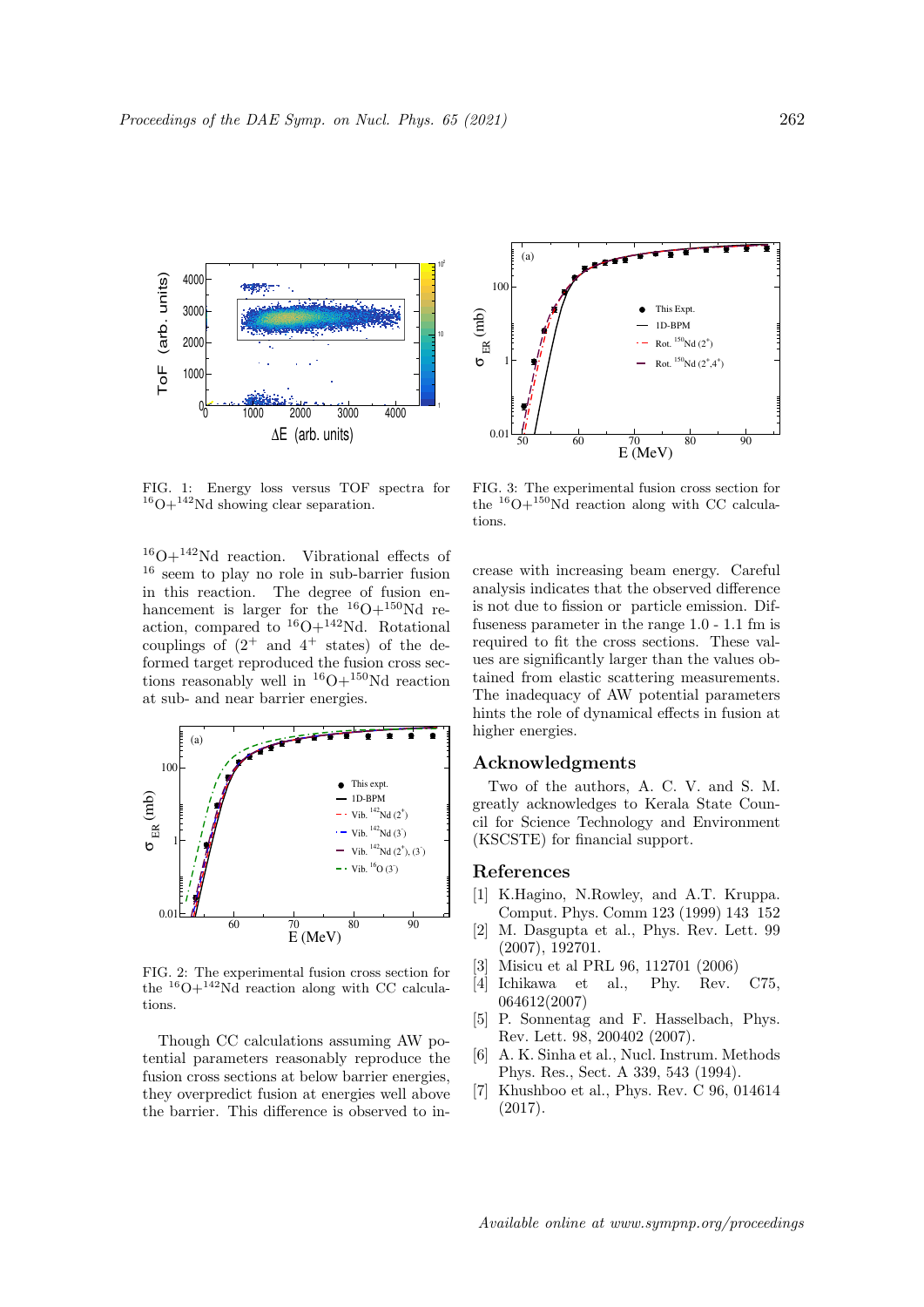ToF (arb. units)
4000
3000
2000
1000
0
0 1000 2000 3000 4000
ΔE (arb. units)
$10^2$
10
1

FIG. 1: Energy loss versus TOF spectra for $^{16}$O+$^{142}$Nd showing clear separation.

$^{16}$O+$^{142}$Nd reaction. Vibrational effects of $^{16}$ seem to play no role in sub-barrier fusion in this reaction. The degree of fusion enhancement is larger for the $^{16}$O+$^{150}$Nd reaction, compared to $^{16}$O+$^{142}$Nd. Rotational couplings of ($2^+$ and $4^+$ states) of the deformed target reproduced the fusion cross sections reasonably well in $^{16}$O+$^{150}$Nd reaction at sub- and near barrier energies.

(a)
$\sigma_{ER}$ (mb)
100
1
0.01
60 70 80 90
E (MeV)
This expt.
1D-BPM
Vib. $^{142}$Nd ($2^+$)
Vib. $^{142}$Nd ($3^-$)
Vib. $^{142}$Nd ($2^+$), ($3^-$)
Vib. $^{16}$O ($3^-$)

FIG. 2: The experimental fusion cross section for the $^{16}$O+$^{142}$Nd reaction along with CC calculations.

Though CC calculations assuming AW potential parameters reasonably reproduce the fusion cross sections at below barrier energies, they overpredict fusion at energies well above the barrier. This difference is observed to increase with increasing beam energy. Careful analysis indicates that the observed difference is not due to fission or particle emission. Diffuseness parameter in the range 1.0 - 1.1 fm is required to fit the cross sections. These values are significantly larger than the values obtained from elastic scattering measurements. The inadequacy of AW potential parameters hints the role of dynamical effects in fusion at higher energies.

(a)
$\sigma_{ER}$ (mb)
100
1
0.01
50 60 70 80 90
E (MeV)
This Expt.
1D-BPM
Rot. $^{150}$Nd ($2^+$)
Rot. $^{150}$Nd ($2^+$,$4^+$)

FIG. 3: The experimental fusion cross section for the $^{16}$O+$^{150}$Nd reaction along with CC calculations.

## Acknowledgments

Two of the authors, A. C. V. and S. M. greatly acknowledges to Kerala State Council for Science Technology and Environment (KSCSTE) for financial support.

## References

[1] K.Hagino, N.Rowley, and A.T. Kruppa. Comput. Phys. Comm 123 (1999) 143 152
[2] M. Dasgupta et al., Phys. Rev. Lett. 99 (2007), 192701.
[3] Misicu et al PRL 96, 112701 (2006)
[4] Ichikawa et al., Phy. Rev. C75, 064612(2007)
[5] P. Sonnentag and F. Hasselbach, Phys. Rev. Lett. 98, 200402 (2007).
[6] A. K. Sinha et al., Nucl. Instrum. Methods Phys. Res., Sect. A 339, 543 (1994).
[7] Khushboo et al., Phys. Rev. C 96, 014614 (2017).